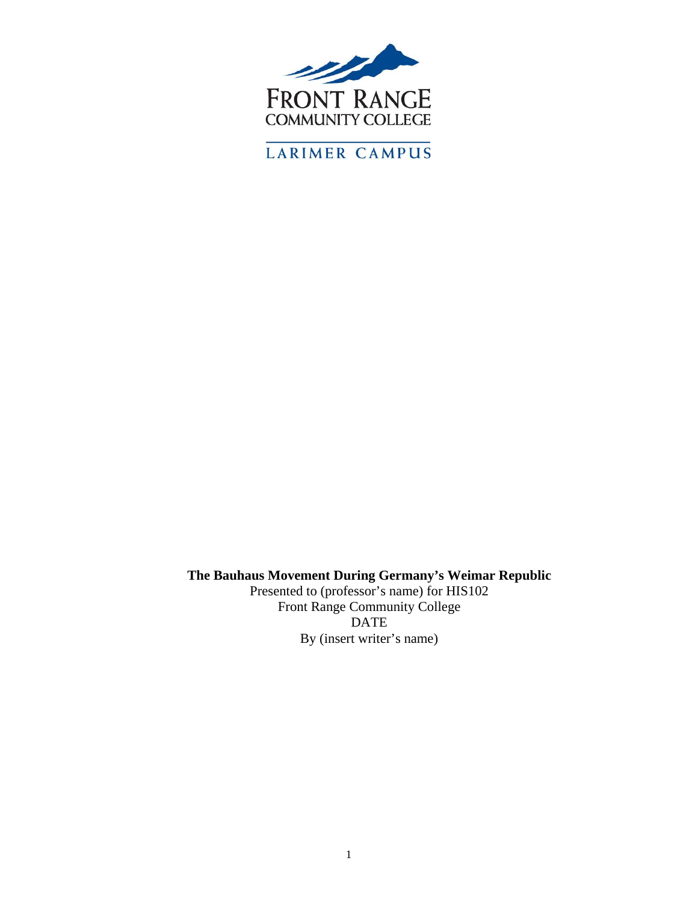FRONT RANGE
COMMUNITY COLLEGE

LARIMER CAMPUS

**The Bauhaus Movement During Germany's Weimar Republic**
Presented to (professor's name) for HIS102
Front Range Community College
DATE
By (insert writer's name)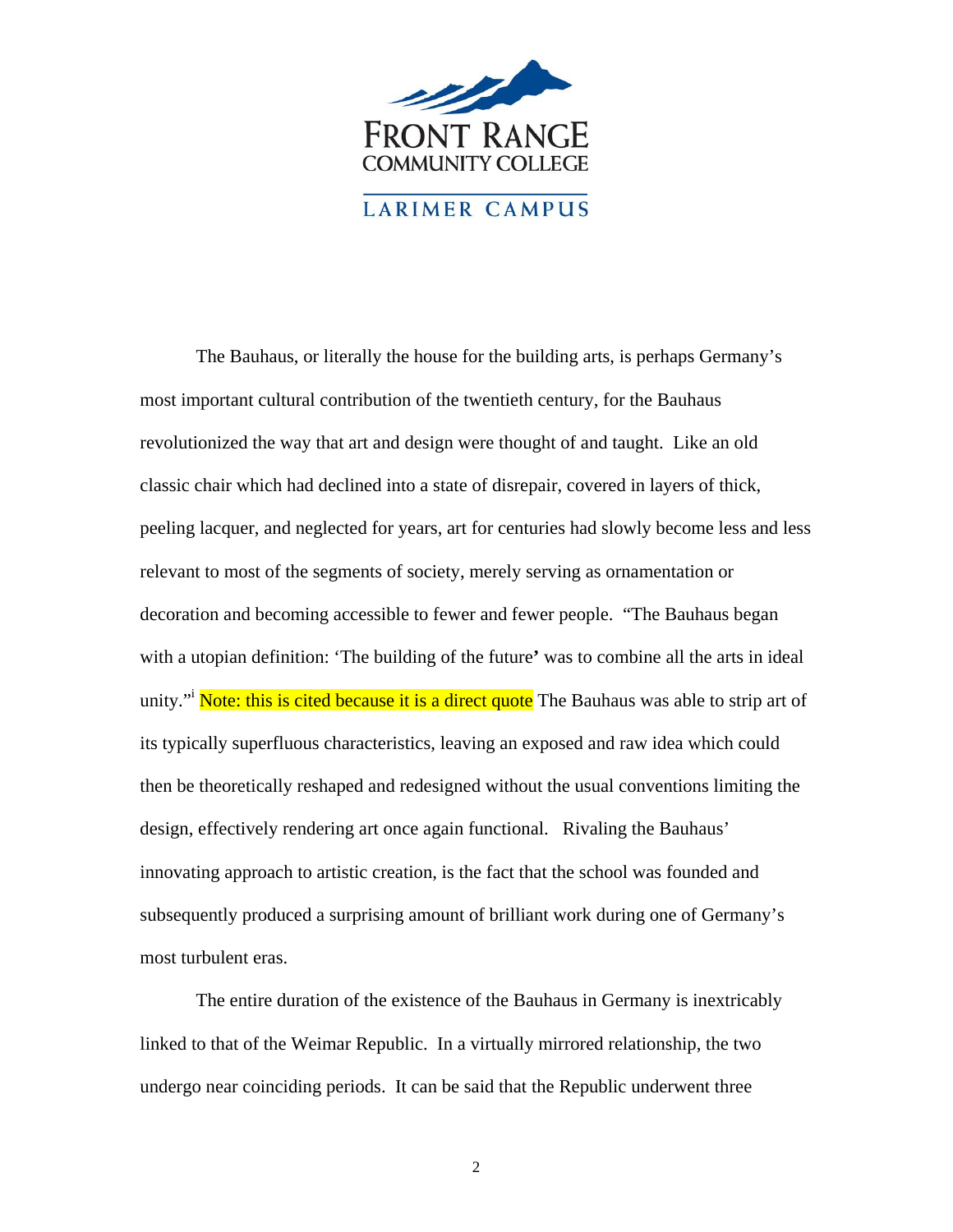FRONT RANGE
COMMUNITY COLLEGE

LARIMER CAMPUS

The Bauhaus, or literally the house for the building arts, is perhaps Germany's most important cultural contribution of the twentieth century, for the Bauhaus revolutionized the way that art and design were thought of and taught. Like an old classic chair which had declined into a state of disrepair, covered in layers of thick, peeling lacquer, and neglected for years, art for centuries had slowly become less and less relevant to most of the segments of society, merely serving as ornamentation or decoration and becoming accessible to fewer and fewer people. "The Bauhaus began with a utopian definition: 'The building of the future' was to combine all the arts in ideal unity."[i] Note: this is cited because it is a direct quote The Bauhaus was able to strip art of its typically superfluous characteristics, leaving an exposed and raw idea which could then be theoretically reshaped and redesigned without the usual conventions limiting the design, effectively rendering art once again functional. Rivaling the Bauhaus' innovating approach to artistic creation, is the fact that the school was founded and subsequently produced a surprising amount of brilliant work during one of Germany's most turbulent eras.

The entire duration of the existence of the Bauhaus in Germany is inextricably linked to that of the Weimar Republic. In a virtually mirrored relationship, the two undergo near coinciding periods. It can be said that the Republic underwent three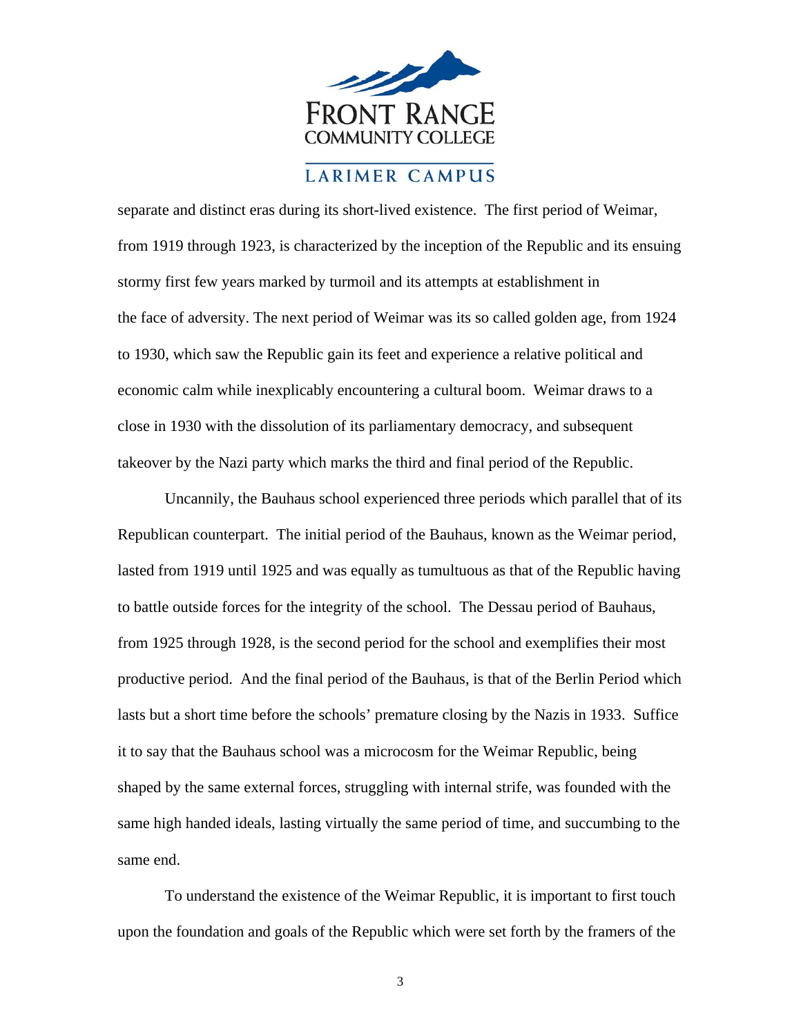separate and distinct eras during its short-lived existence. The first period of Weimar, from 1919 through 1923, is characterized by the inception of the Republic and its ensuing stormy first few years marked by turmoil and its attempts at establishment in the face of adversity. The next period of Weimar was its so called golden age, from 1924 to 1930, which saw the Republic gain its feet and experience a relative political and economic calm while inexplicably encountering a cultural boom. Weimar draws to a close in 1930 with the dissolution of its parliamentary democracy, and subsequent takeover by the Nazi party which marks the third and final period of the Republic.

Uncannily, the Bauhaus school experienced three periods which parallel that of its Republican counterpart. The initial period of the Bauhaus, known as the Weimar period, lasted from 1919 until 1925 and was equally as tumultuous as that of the Republic having to battle outside forces for the integrity of the school. The Dessau period of Bauhaus, from 1925 through 1928, is the second period for the school and exemplifies their most productive period. And the final period of the Bauhaus, is that of the Berlin Period which lasts but a short time before the schools' premature closing by the Nazis in 1933. Suffice it to say that the Bauhaus school was a microcosm for the Weimar Republic, being shaped by the same external forces, struggling with internal strife, was founded with the same high handed ideals, lasting virtually the same period of time, and succumbing to the same end.

To understand the existence of the Weimar Republic, it is important to first touch upon the foundation and goals of the Republic which were set forth by the framers of the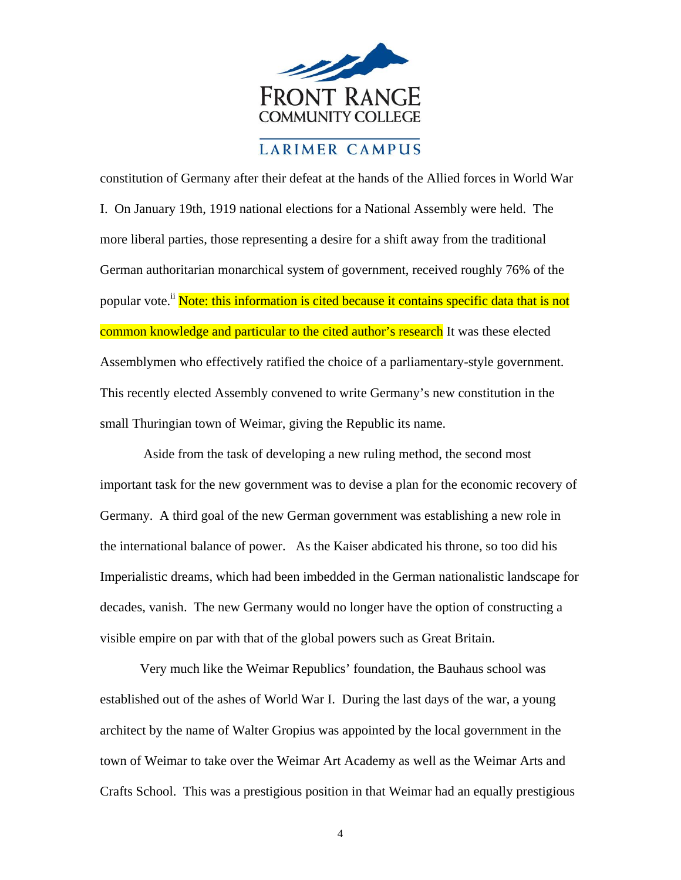constitution of Germany after their defeat at the hands of the Allied forces in World War I. On January 19th, 1919 national elections for a National Assembly were held. The more liberal parties, those representing a desire for a shift away from the traditional German authoritarian monarchical system of government, received roughly 76% of the popular vote.[ii] Note: this information is cited because it contains specific data that is not common knowledge and particular to the cited author's research It was these elected Assemblymen who effectively ratified the choice of a parliamentary-style government. This recently elected Assembly convened to write Germany's new constitution in the small Thuringian town of Weimar, giving the Republic its name.

Aside from the task of developing a new ruling method, the second most important task for the new government was to devise a plan for the economic recovery of Germany. A third goal of the new German government was establishing a new role in the international balance of power. As the Kaiser abdicated his throne, so too did his Imperialistic dreams, which had been imbedded in the German nationalistic landscape for decades, vanish. The new Germany would no longer have the option of constructing a visible empire on par with that of the global powers such as Great Britain.

Very much like the Weimar Republics' foundation, the Bauhaus school was established out of the ashes of World War I. During the last days of the war, a young architect by the name of Walter Gropius was appointed by the local government in the town of Weimar to take over the Weimar Art Academy as well as the Weimar Arts and Crafts School. This was a prestigious position in that Weimar had an equally prestigious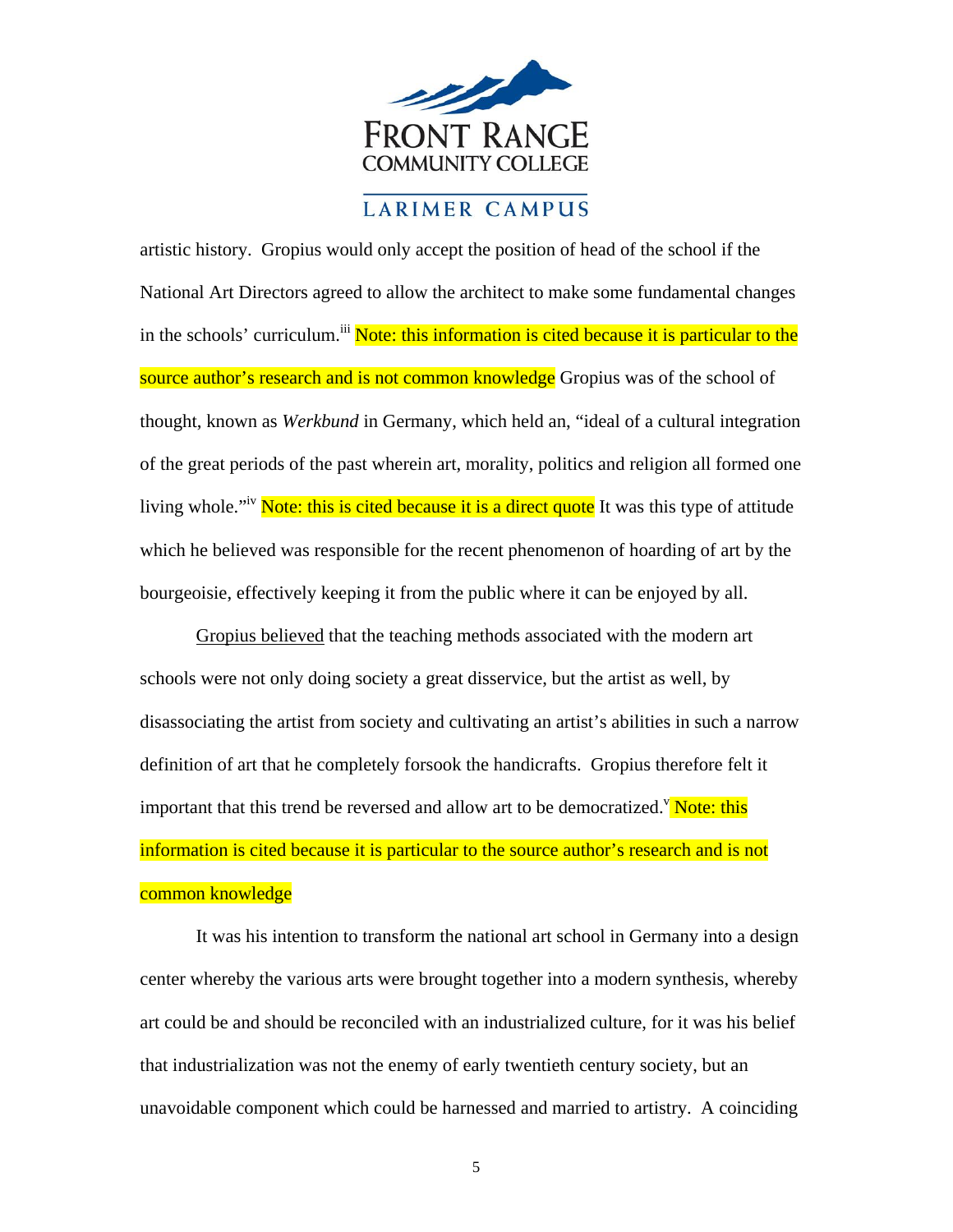artistic history. Gropius would only accept the position of head of the school if the National Art Directors agreed to allow the architect to make some fundamental changes in the schools' curriculum.[iii] Note: this information is cited because it is particular to the source author's research and is not common knowledge Gropius was of the school of thought, known as *Werkbund* in Germany, which held an, "ideal of a cultural integration of the great periods of the past wherein art, morality, politics and religion all formed one living whole."[iv] Note: this is cited because it is a direct quote It was this type of attitude which he believed was responsible for the recent phenomenon of hoarding of art by the bourgeoisie, effectively keeping it from the public where it can be enjoyed by all.

Gropius believed that the teaching methods associated with the modern art schools were not only doing society a great disservice, but the artist as well, by disassociating the artist from society and cultivating an artist's abilities in such a narrow definition of art that he completely forsook the handicrafts. Gropius therefore felt it important that this trend be reversed and allow art to be democratized.[v] Note: this information is cited because it is particular to the source author's research and is not common knowledge

It was his intention to transform the national art school in Germany into a design center whereby the various arts were brought together into a modern synthesis, whereby art could be and should be reconciled with an industrialized culture, for it was his belief that industrialization was not the enemy of early twentieth century society, but an unavoidable component which could be harnessed and married to artistry. A coinciding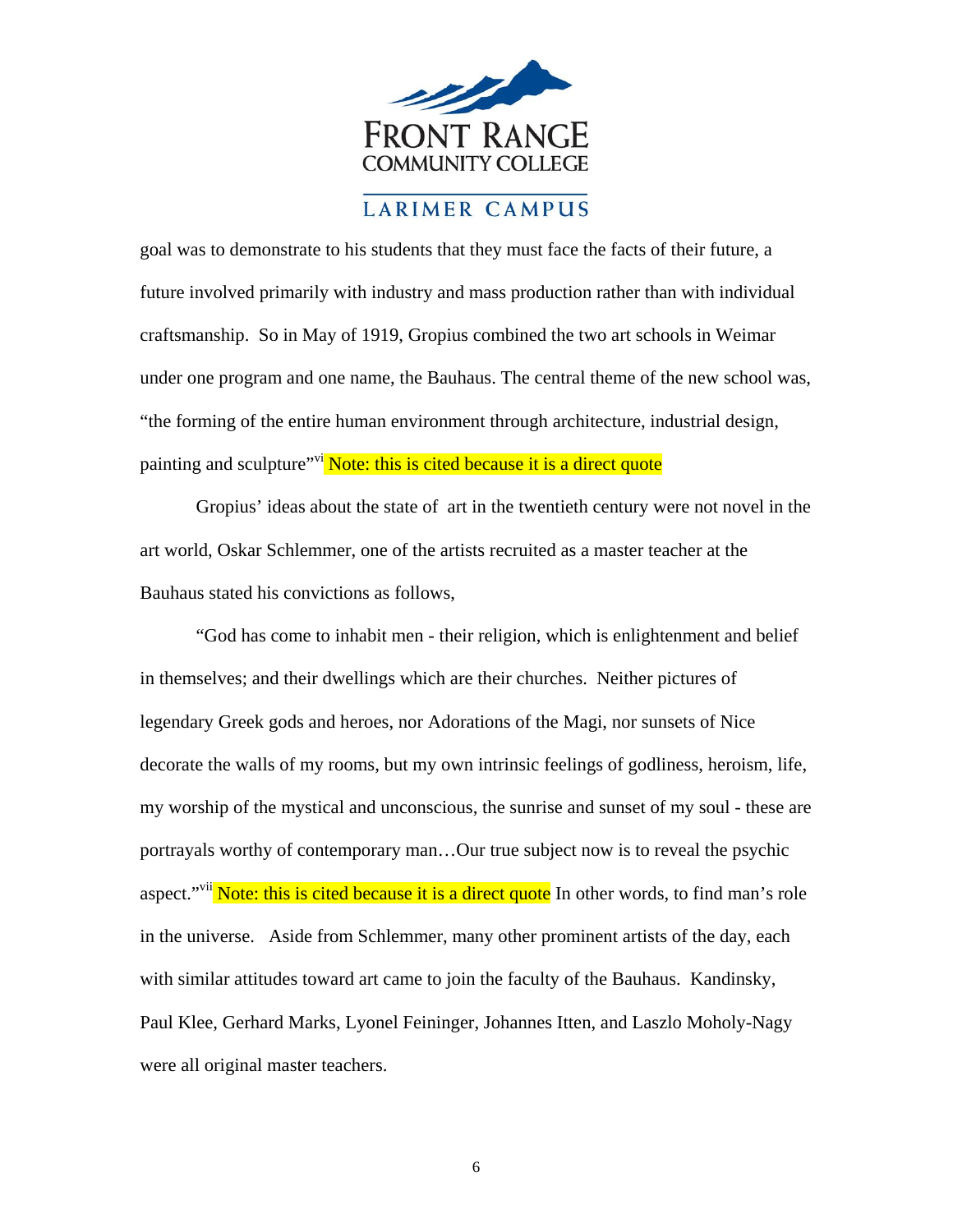goal was to demonstrate to his students that they must face the facts of their future, a future involved primarily with industry and mass production rather than with individual craftsmanship. So in May of 1919, Gropius combined the two art schools in Weimar under one program and one name, the Bauhaus. The central theme of the new school was, "the forming of the entire human environment through architecture, industrial design, painting and sculpture"[vi] Note: this is cited because it is a direct quote

Gropius' ideas about the state of art in the twentieth century were not novel in the art world, Oskar Schlemmer, one of the artists recruited as a master teacher at the Bauhaus stated his convictions as follows,

"God has come to inhabit men - their religion, which is enlightenment and belief in themselves; and their dwellings which are their churches. Neither pictures of legendary Greek gods and heroes, nor Adorations of the Magi, nor sunsets of Nice decorate the walls of my rooms, but my own intrinsic feelings of godliness, heroism, life, my worship of the mystical and unconscious, the sunrise and sunset of my soul - these are portrayals worthy of contemporary man…Our true subject now is to reveal the psychic aspect."[vii] Note: this is cited because it is a direct quote In other words, to find man's role in the universe. Aside from Schlemmer, many other prominent artists of the day, each with similar attitudes toward art came to join the faculty of the Bauhaus. Kandinsky, Paul Klee, Gerhard Marks, Lyonel Feininger, Johannes Itten, and Laszlo Moholy-Nagy were all original master teachers.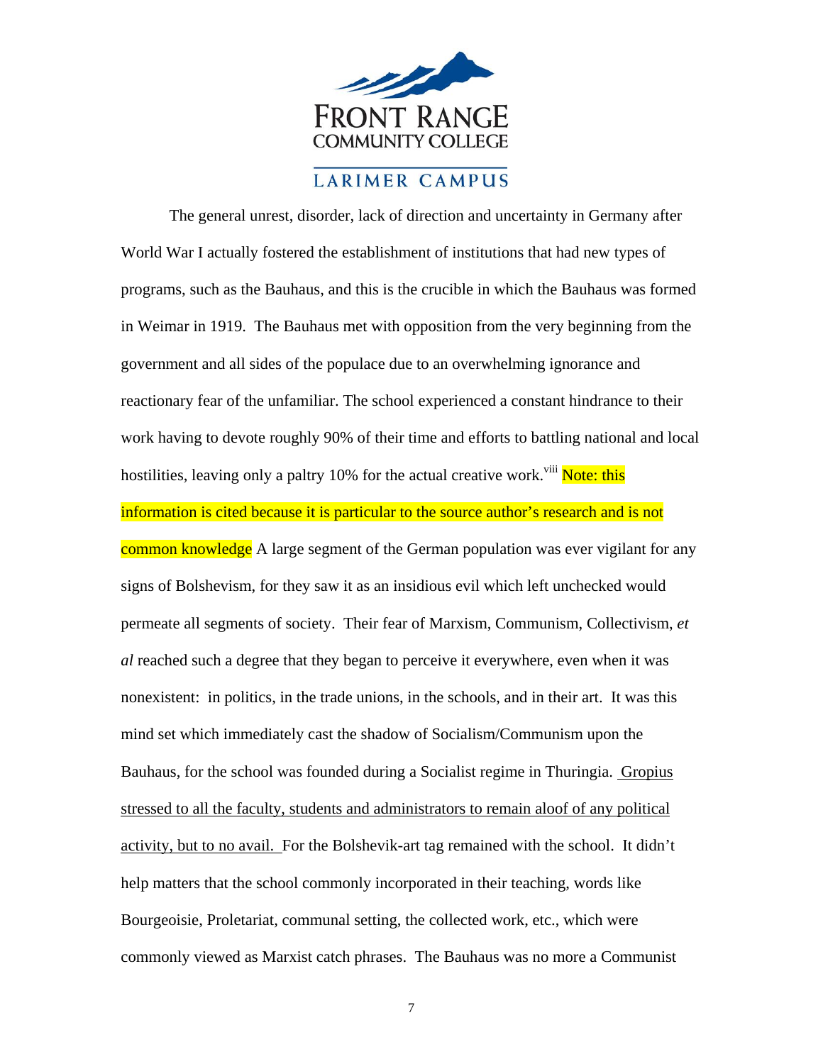The general unrest, disorder, lack of direction and uncertainty in Germany after World War I actually fostered the establishment of institutions that had new types of programs, such as the Bauhaus, and this is the crucible in which the Bauhaus was formed in Weimar in 1919. The Bauhaus met with opposition from the very beginning from the government and all sides of the populace due to an overwhelming ignorance and reactionary fear of the unfamiliar. The school experienced a constant hindrance to their work having to devote roughly 90% of their time and efforts to battling national and local hostilities, leaving only a paltry 10% for the actual creative work.[viii] Note: this information is cited because it is particular to the source author's research and is not common knowledge A large segment of the German population was ever vigilant for any signs of Bolshevism, for they saw it as an insidious evil which left unchecked would permeate all segments of society. Their fear of Marxism, Communism, Collectivism, *et al* reached such a degree that they began to perceive it everywhere, even when it was nonexistent: in politics, in the trade unions, in the schools, and in their art. It was this mind set which immediately cast the shadow of Socialism/Communism upon the Bauhaus, for the school was founded during a Socialist regime in Thuringia. Gropius stressed to all the faculty, students and administrators to remain aloof of any political activity, but to no avail. For the Bolshevik-art tag remained with the school. It didn't help matters that the school commonly incorporated in their teaching, words like Bourgeoisie, Proletariat, communal setting, the collected work, etc., which were commonly viewed as Marxist catch phrases. The Bauhaus was no more a Communist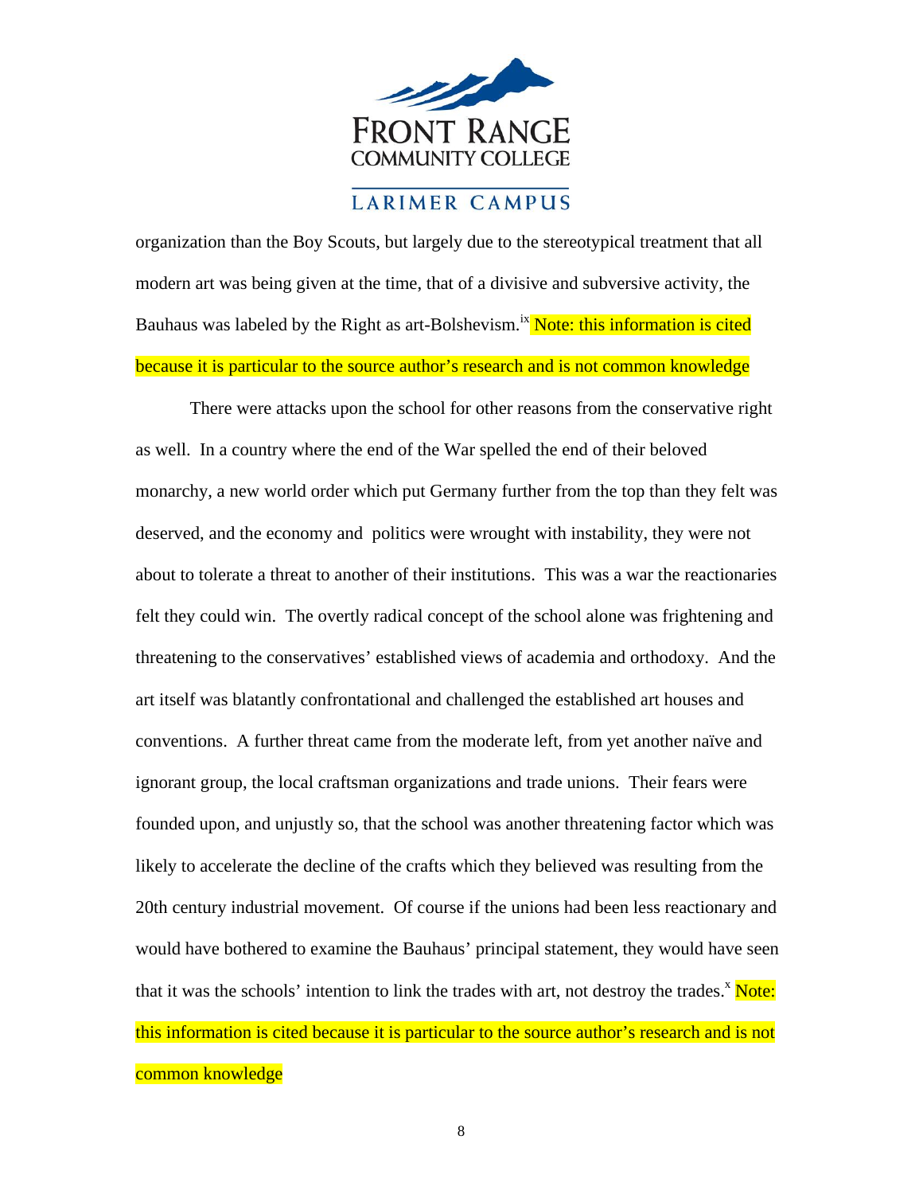organization than the Boy Scouts, but largely due to the stereotypical treatment that all modern art was being given at the time, that of a divisive and subversive activity, the Bauhaus was labeled by the Right as art-Bolshevism.[ix] Note: this information is cited because it is particular to the source author's research and is not common knowledge

There were attacks upon the school for other reasons from the conservative right as well. In a country where the end of the War spelled the end of their beloved monarchy, a new world order which put Germany further from the top than they felt was deserved, and the economy and politics were wrought with instability, they were not about to tolerate a threat to another of their institutions. This was a war the reactionaries felt they could win. The overtly radical concept of the school alone was frightening and threatening to the conservatives' established views of academia and orthodoxy. And the art itself was blatantly confrontational and challenged the established art houses and conventions. A further threat came from the moderate left, from yet another naïve and ignorant group, the local craftsman organizations and trade unions. Their fears were founded upon, and unjustly so, that the school was another threatening factor which was likely to accelerate the decline of the crafts which they believed was resulting from the 20th century industrial movement. Of course if the unions had been less reactionary and would have bothered to examine the Bauhaus' principal statement, they would have seen that it was the schools' intention to link the trades with art, not destroy the trades.[x] Note: this information is cited because it is particular to the source author's research and is not common knowledge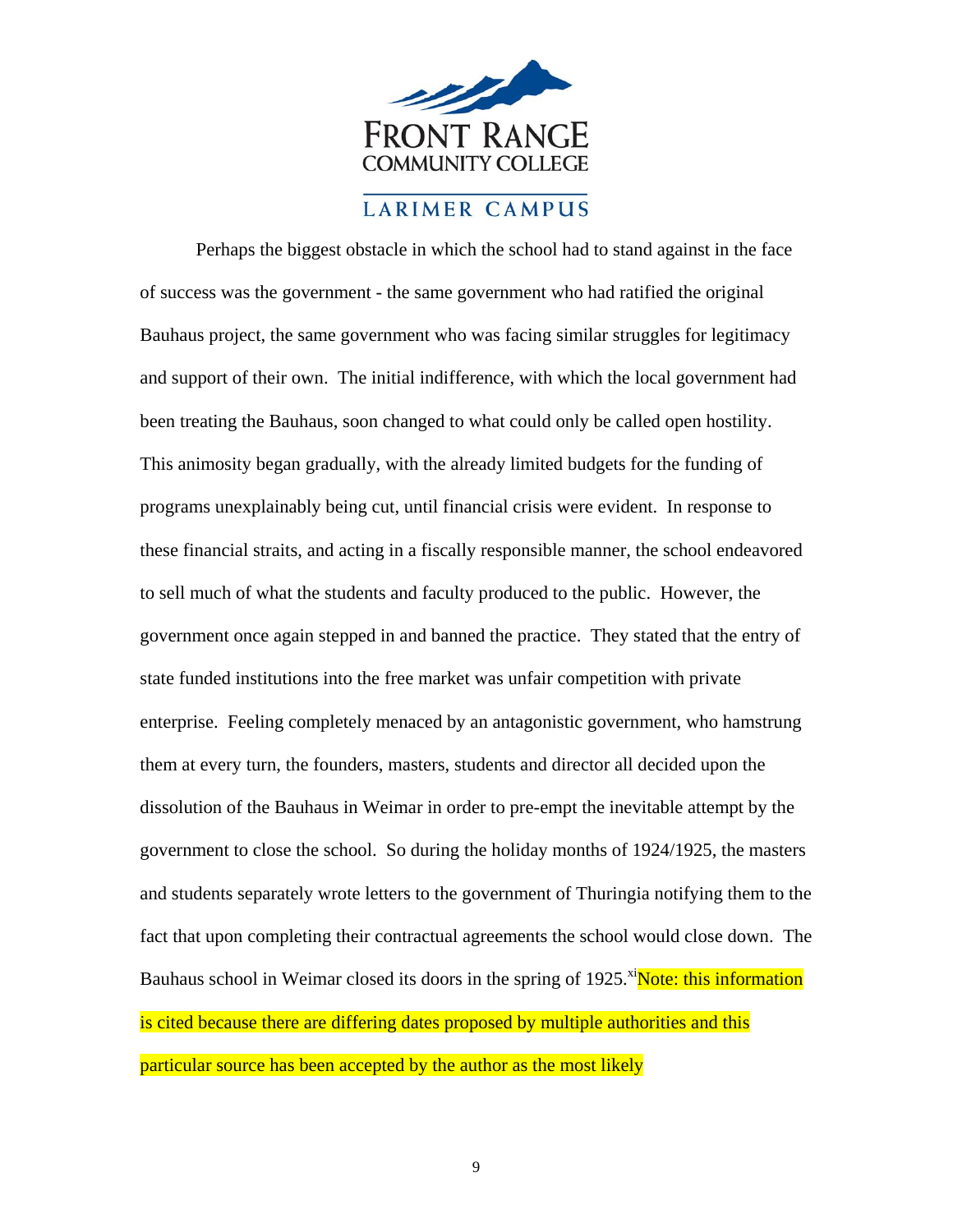Perhaps the biggest obstacle in which the school had to stand against in the face of success was the government - the same government who had ratified the original Bauhaus project, the same government who was facing similar struggles for legitimacy and support of their own. The initial indifference, with which the local government had been treating the Bauhaus, soon changed to what could only be called open hostility. This animosity began gradually, with the already limited budgets for the funding of programs unexplainably being cut, until financial crisis were evident. In response to these financial straits, and acting in a fiscally responsible manner, the school endeavored to sell much of what the students and faculty produced to the public. However, the government once again stepped in and banned the practice. They stated that the entry of state funded institutions into the free market was unfair competition with private enterprise. Feeling completely menaced by an antagonistic government, who hamstrung them at every turn, the founders, masters, students and director all decided upon the dissolution of the Bauhaus in Weimar in order to pre-empt the inevitable attempt by the government to close the school. So during the holiday months of 1924/1925, the masters and students separately wrote letters to the government of Thuringia notifying them to the fact that upon completing their contractual agreements the school would close down. The Bauhaus school in Weimar closed its doors in the spring of 1925.[xi] Note: this information is cited because there are differing dates proposed by multiple authorities and this particular source has been accepted by the author as the most likely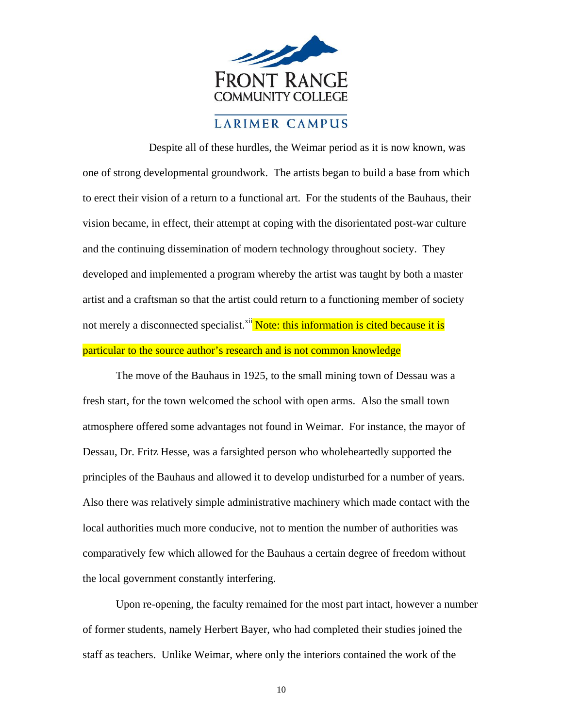Despite all of these hurdles, the Weimar period as it is now known, was one of strong developmental groundwork. The artists began to build a base from which to erect their vision of a return to a functional art. For the students of the Bauhaus, their vision became, in effect, their attempt at coping with the disorientated post-war culture and the continuing dissemination of modern technology throughout society. They developed and implemented a program whereby the artist was taught by both a master artist and a craftsman so that the artist could return to a functioning member of society not merely a disconnected specialist.[xii] Note: this information is cited because it is particular to the source author's research and is not common knowledge

The move of the Bauhaus in 1925, to the small mining town of Dessau was a fresh start, for the town welcomed the school with open arms. Also the small town atmosphere offered some advantages not found in Weimar. For instance, the mayor of Dessau, Dr. Fritz Hesse, was a farsighted person who wholeheartedly supported the principles of the Bauhaus and allowed it to develop undisturbed for a number of years. Also there was relatively simple administrative machinery which made contact with the local authorities much more conducive, not to mention the number of authorities was comparatively few which allowed for the Bauhaus a certain degree of freedom without the local government constantly interfering.

Upon re-opening, the faculty remained for the most part intact, however a number of former students, namely Herbert Bayer, who had completed their studies joined the staff as teachers. Unlike Weimar, where only the interiors contained the work of the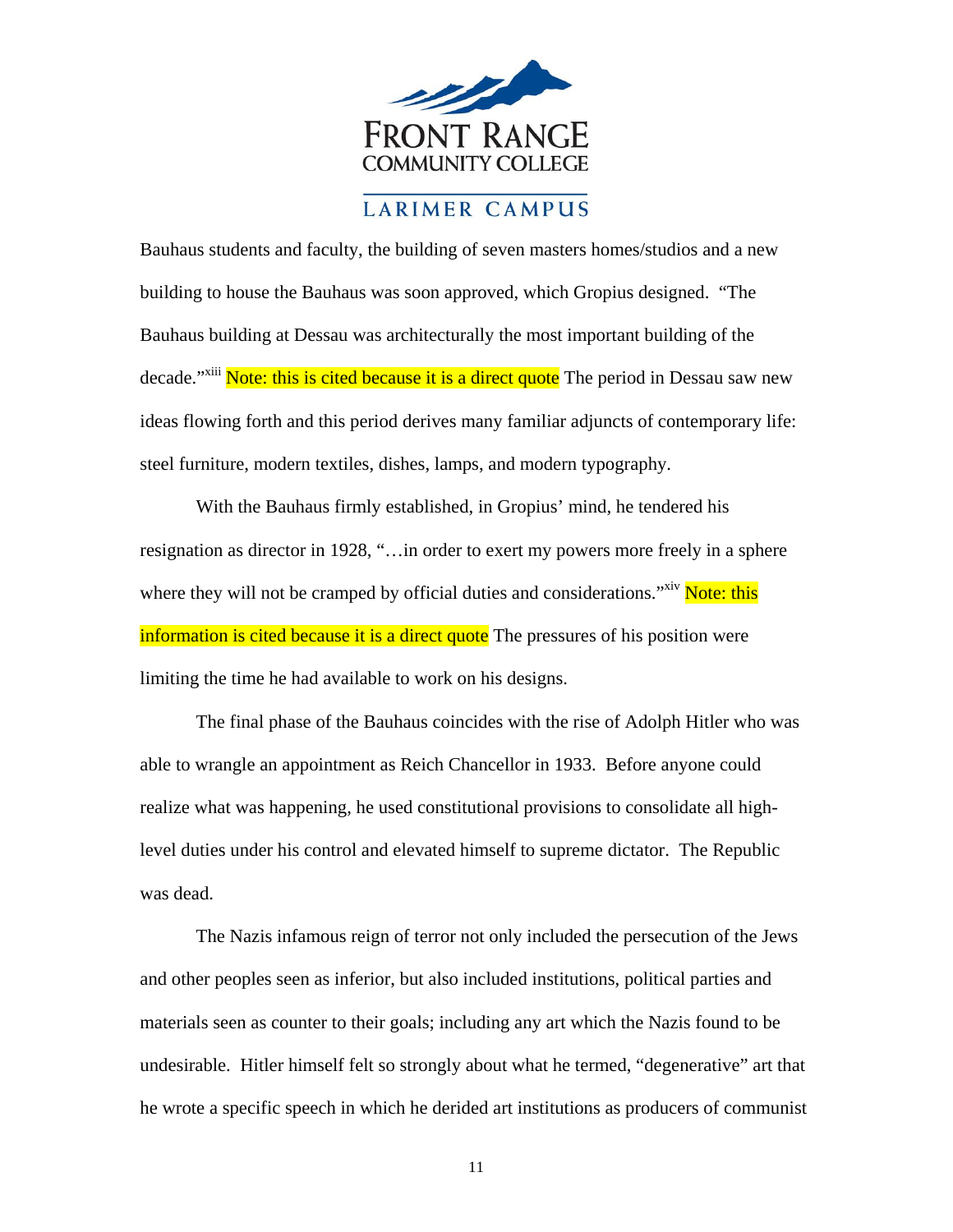Bauhaus students and faculty, the building of seven masters homes/studios and a new building to house the Bauhaus was soon approved, which Gropius designed. "The Bauhaus building at Dessau was architecturally the most important building of the decade."[xiii] Note: this is cited because it is a direct quote The period in Dessau saw new ideas flowing forth and this period derives many familiar adjuncts of contemporary life: steel furniture, modern textiles, dishes, lamps, and modern typography.

With the Bauhaus firmly established, in Gropius' mind, he tendered his resignation as director in 1928, "…in order to exert my powers more freely in a sphere where they will not be cramped by official duties and considerations."[xiv] Note: this information is cited because it is a direct quote The pressures of his position were limiting the time he had available to work on his designs.

The final phase of the Bauhaus coincides with the rise of Adolph Hitler who was able to wrangle an appointment as Reich Chancellor in 1933. Before anyone could realize what was happening, he used constitutional provisions to consolidate all high-level duties under his control and elevated himself to supreme dictator. The Republic was dead.

The Nazis infamous reign of terror not only included the persecution of the Jews and other peoples seen as inferior, but also included institutions, political parties and materials seen as counter to their goals; including any art which the Nazis found to be undesirable. Hitler himself felt so strongly about what he termed, "degenerative" art that he wrote a specific speech in which he derided art institutions as producers of communist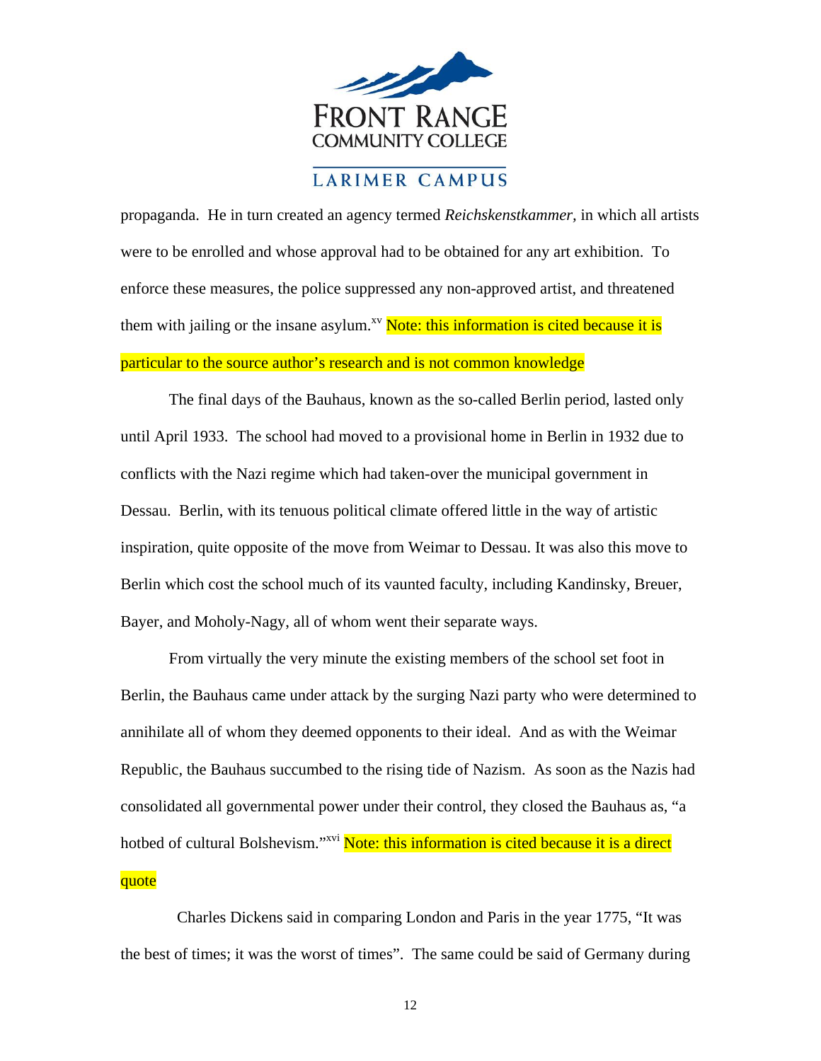propaganda. He in turn created an agency termed *Reichskenstkammer,* in which all artists were to be enrolled and whose approval had to be obtained for any art exhibition. To enforce these measures, the police suppressed any non-approved artist, and threatened them with jailing or the insane asylum.[xv] Note: this information is cited because it is particular to the source author's research and is not common knowledge

The final days of the Bauhaus, known as the so-called Berlin period, lasted only until April 1933. The school had moved to a provisional home in Berlin in 1932 due to conflicts with the Nazi regime which had taken-over the municipal government in Dessau. Berlin, with its tenuous political climate offered little in the way of artistic inspiration, quite opposite of the move from Weimar to Dessau. It was also this move to Berlin which cost the school much of its vaunted faculty, including Kandinsky, Breuer, Bayer, and Moholy-Nagy, all of whom went their separate ways.

From virtually the very minute the existing members of the school set foot in Berlin, the Bauhaus came under attack by the surging Nazi party who were determined to annihilate all of whom they deemed opponents to their ideal. And as with the Weimar Republic, the Bauhaus succumbed to the rising tide of Nazism. As soon as the Nazis had consolidated all governmental power under their control, they closed the Bauhaus as, "a hotbed of cultural Bolshevism."[xvi] Note: this information is cited because it is a direct quote

Charles Dickens said in comparing London and Paris in the year 1775, "It was the best of times; it was the worst of times". The same could be said of Germany during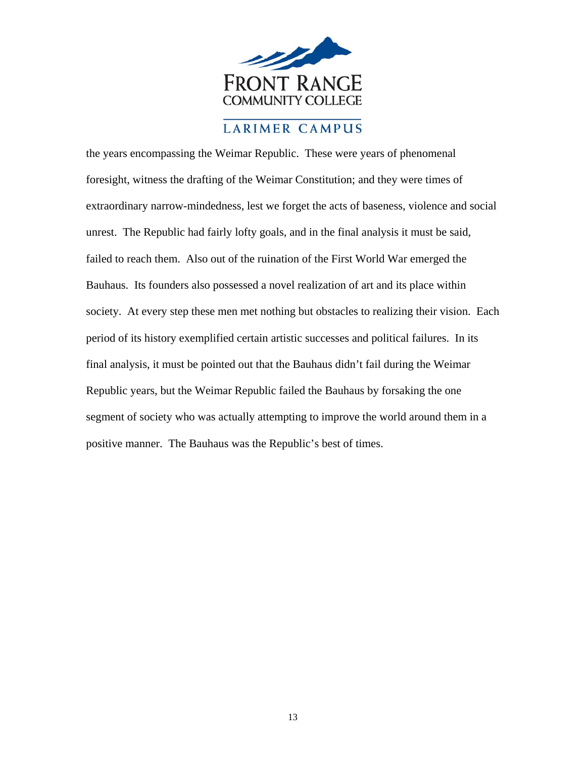the years encompassing the Weimar Republic. These were years of phenomenal foresight, witness the drafting of the Weimar Constitution; and they were times of extraordinary narrow-mindedness, lest we forget the acts of baseness, violence and social unrest. The Republic had fairly lofty goals, and in the final analysis it must be said, failed to reach them. Also out of the ruination of the First World War emerged the Bauhaus. Its founders also possessed a novel realization of art and its place within society. At every step these men met nothing but obstacles to realizing their vision. Each period of its history exemplified certain artistic successes and political failures. In its final analysis, it must be pointed out that the Bauhaus didn't fail during the Weimar Republic years, but the Weimar Republic failed the Bauhaus by forsaking the one segment of society who was actually attempting to improve the world around them in a positive manner. The Bauhaus was the Republic's best of times.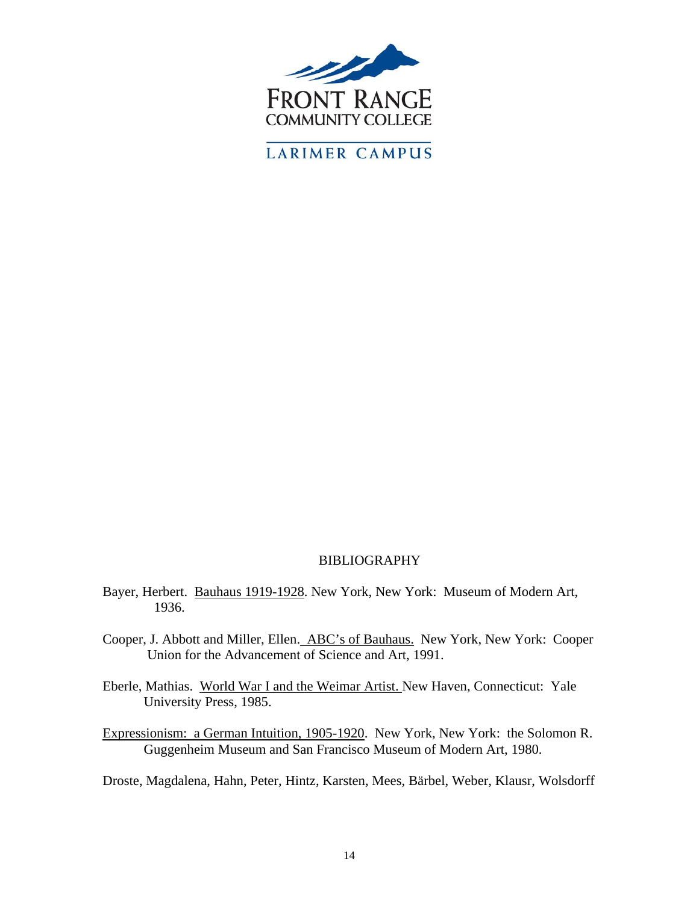FRONT RANGE
COMMUNITY COLLEGE

LARIMER CAMPUS

BIBLIOGRAPHY

Bayer, Herbert. Bauhaus 1919-1928. New York, New York: Museum of Modern Art, 1936.

Cooper, J. Abbott and Miller, Ellen. ABC's of Bauhaus. New York, New York: Cooper Union for the Advancement of Science and Art, 1991.

Eberle, Mathias. World War I and the Weimar Artist. New Haven, Connecticut: Yale University Press, 1985.

Expressionism: a German Intuition, 1905-1920. New York, New York: the Solomon R. Guggenheim Museum and San Francisco Museum of Modern Art, 1980.

Droste, Magdalena, Hahn, Peter, Hintz, Karsten, Mees, Bärbel, Weber, Klausr, Wolsdorff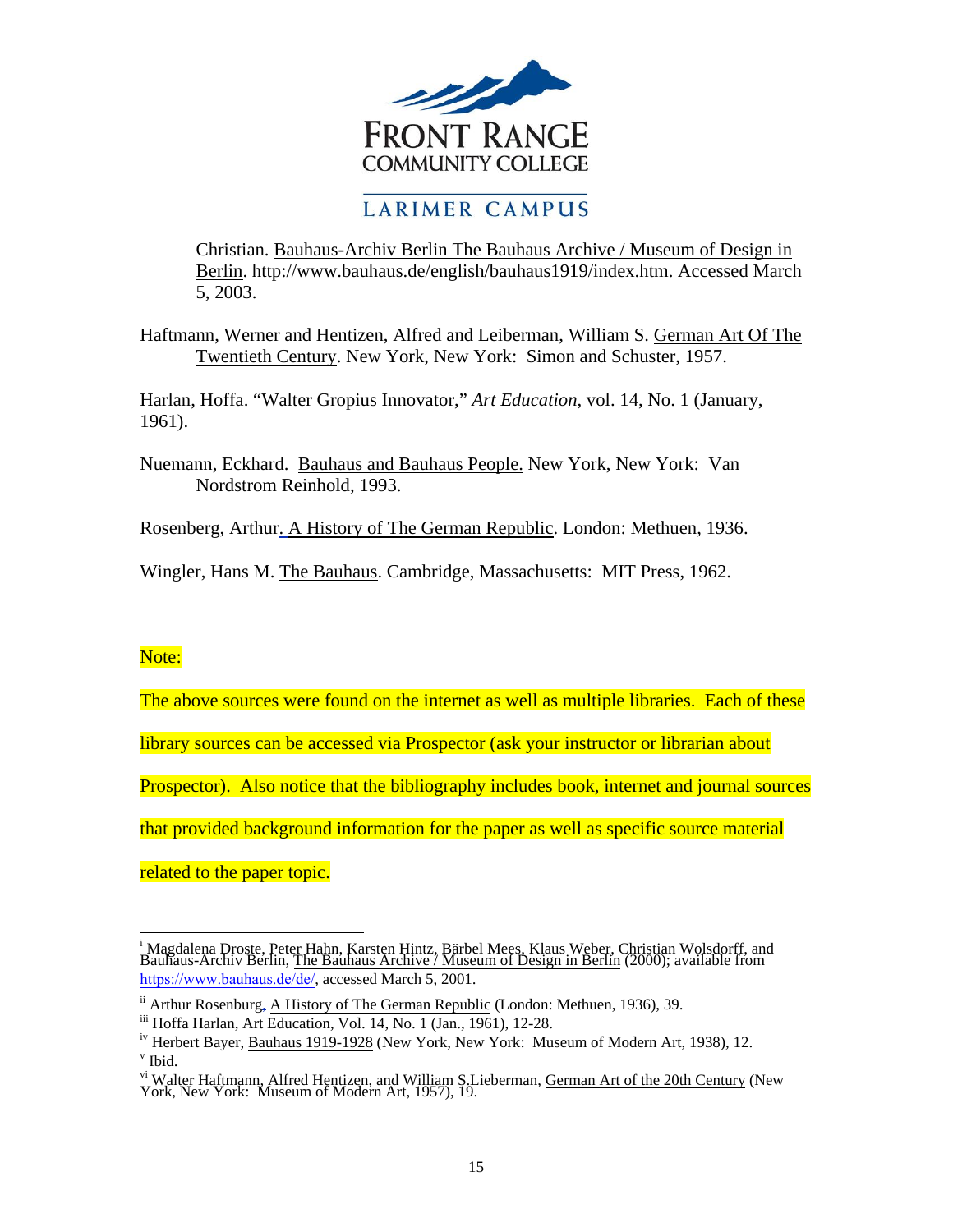Christian. Bauhaus-Archiv Berlin The Bauhaus Archive / Museum of Design in Berlin. http://www.bauhaus.de/english/bauhaus1919/index.htm. Accessed March 5, 2003.

Haftmann, Werner and Hentizen, Alfred and Leiberman, William S. German Art Of The Twentieth Century. New York, New York: Simon and Schuster, 1957.

Harlan, Hoffa. "Walter Gropius Innovator," *Art Education*, vol. 14, No. 1 (January, 1961).

Nuemann, Eckhard. Bauhaus and Bauhaus People. New York, New York: Van Nordstrom Reinhold, 1993.

Rosenberg, Arthur. A History of The German Republic. London: Methuen, 1936.

Wingler, Hans M. The Bauhaus. Cambridge, Massachusetts: MIT Press, 1962.

Note:

The above sources were found on the internet as well as multiple libraries. Each of these library sources can be accessed via Prospector (ask your instructor or librarian about Prospector). Also notice that the bibliography includes book, internet and journal sources that provided background information for the paper as well as specific source material related to the paper topic.

---

[i] Magdalena Droste, Peter Hahn, Karsten Hintz, Bärbel Mees, Klaus Weber, Christian Wolsdorff, and Bauhaus-Archiv Berlin, The Bauhaus Archive / Museum of Design in Berlin (2000); available from https://www.bauhaus.de/de/, accessed March 5, 2001.

[ii] Arthur Rosenburg, A History of The German Republic (London: Methuen, 1936), 39.

[iii] Hoffa Harlan, Art Education, Vol. 14, No. 1 (Jan., 1961), 12-28.

[iv] Herbert Bayer, Bauhaus 1919-1928 (New York, New York: Museum of Modern Art, 1938), 12.

[v] Ibid.

[vi] Walter Haftmann, Alfred Hentizen, and William S.Lieberman, German Art of the 20th Century (New York, New York: Museum of Modern Art, 1957), 19.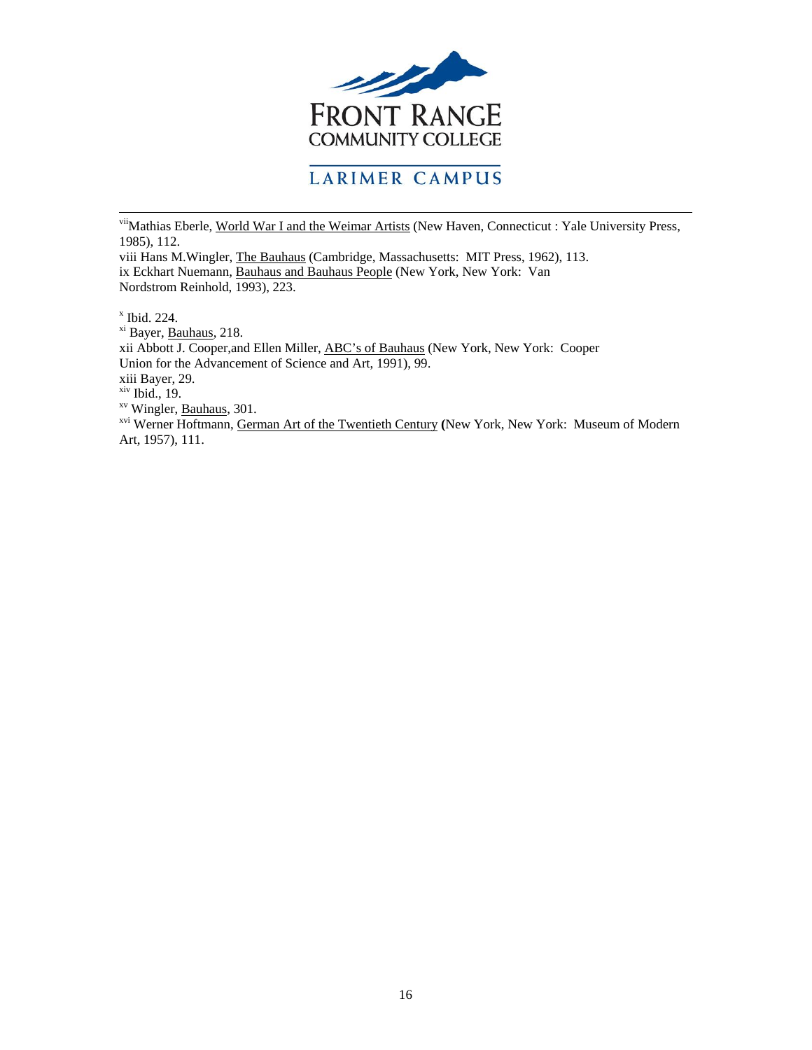FRONT RANGE COMMUNITY COLLEGE

LARIMER CAMPUS

---

[vii]Mathias Eberle, World War I and the Weimar Artists (New Haven, Connecticut : Yale University Press, 1985), 112.

viii Hans M.Wingler, The Bauhaus (Cambridge, Massachusetts: MIT Press, 1962), 113.

ix Eckhart Nuemann, Bauhaus and Bauhaus People (New York, New York: Van Nordstrom Reinhold, 1993), 223.

[x] Ibid. 224.

[xi] Bayer, Bauhaus, 218.

xii Abbott J. Cooper,and Ellen Miller, ABC's of Bauhaus (New York, New York: Cooper Union for the Advancement of Science and Art, 1991), 99.

xiii Bayer, 29.

[xiv] Ibid., 19.

[xv] Wingler, Bauhaus, 301.

[xvi] Werner Hoftmann, German Art of the Twentieth Century (New York, New York: Museum of Modern Art, 1957), 111.